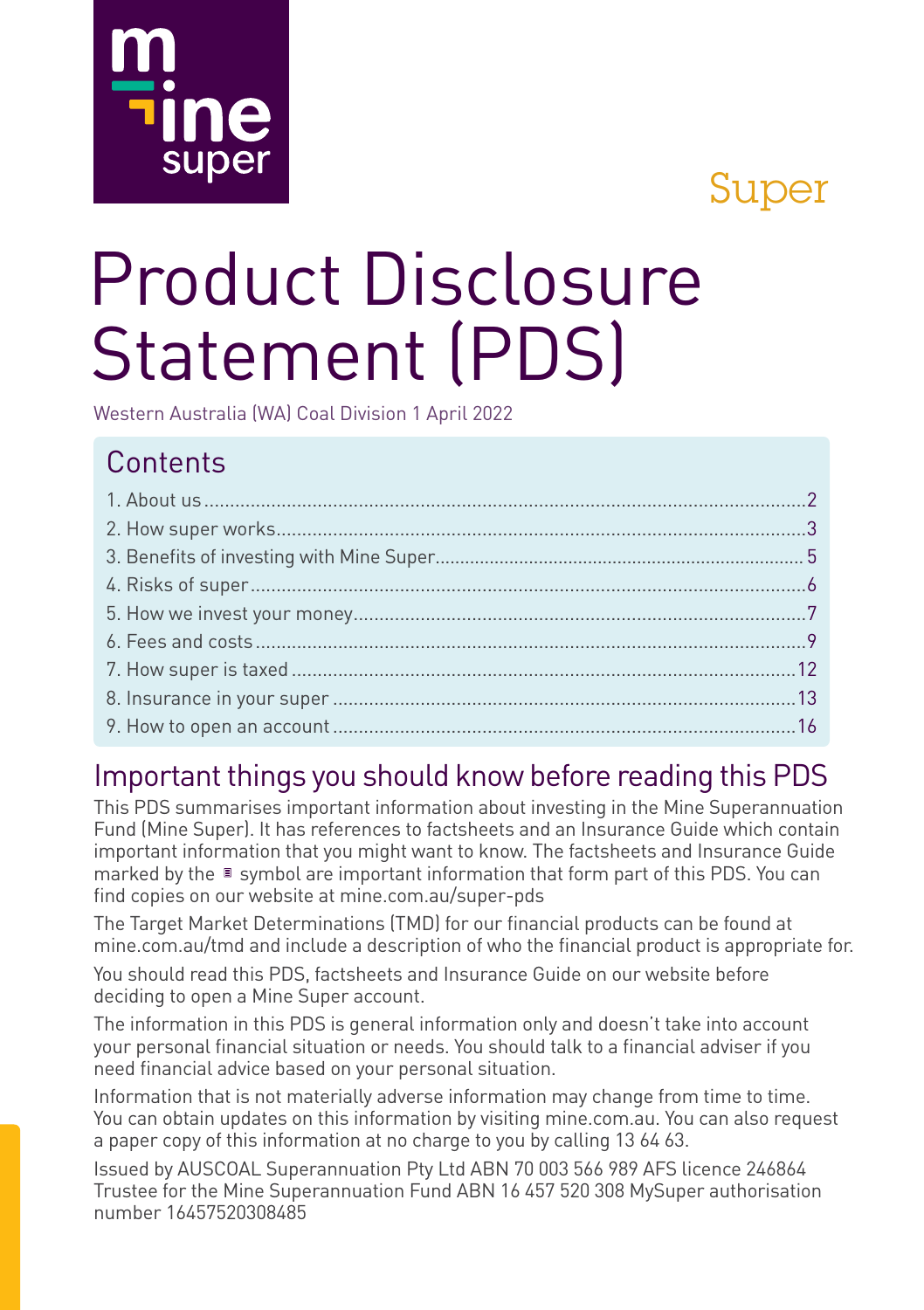Super

# Product Disclosure Statement (PDS)

Western Australia (WA) Coal Division 1 April 2022

## Contents

1. About us .......... 2
2. How super works .......... 3
3. Benefits of investing with Mine Super .......... 5
4. Risks of super .......... 6
5. How we invest your money .......... 7
6. Fees and costs .......... 9
7. How super is taxed .......... 12
8. Insurance in your super .......... 13
9. How to open an account .......... 16

## Important things you should know before reading this PDS

This PDS summarises important information about investing in the Mine Superannuation Fund (Mine Super). It has references to factsheets and an Insurance Guide which contain important information that you might want to know. The factsheets and Insurance Guide marked by the ▪ symbol are important information that form part of this PDS. You can find copies on our website at mine.com.au/super-pds

The Target Market Determinations (TMD) for our financial products can be found at mine.com.au/tmd and include a description of who the financial product is appropriate for.

You should read this PDS, factsheets and Insurance Guide on our website before deciding to open a Mine Super account.

The information in this PDS is general information only and doesn't take into account your personal financial situation or needs. You should talk to a financial adviser if you need financial advice based on your personal situation.

Information that is not materially adverse information may change from time to time. You can obtain updates on this information by visiting mine.com.au. You can also request a paper copy of this information at no charge to you by calling 13 64 63.

Issued by AUSCOAL Superannuation Pty Ltd ABN 70 003 566 989 AFS licence 246864 Trustee for the Mine Superannuation Fund ABN 16 457 520 308 MySuper authorisation number 16457520308485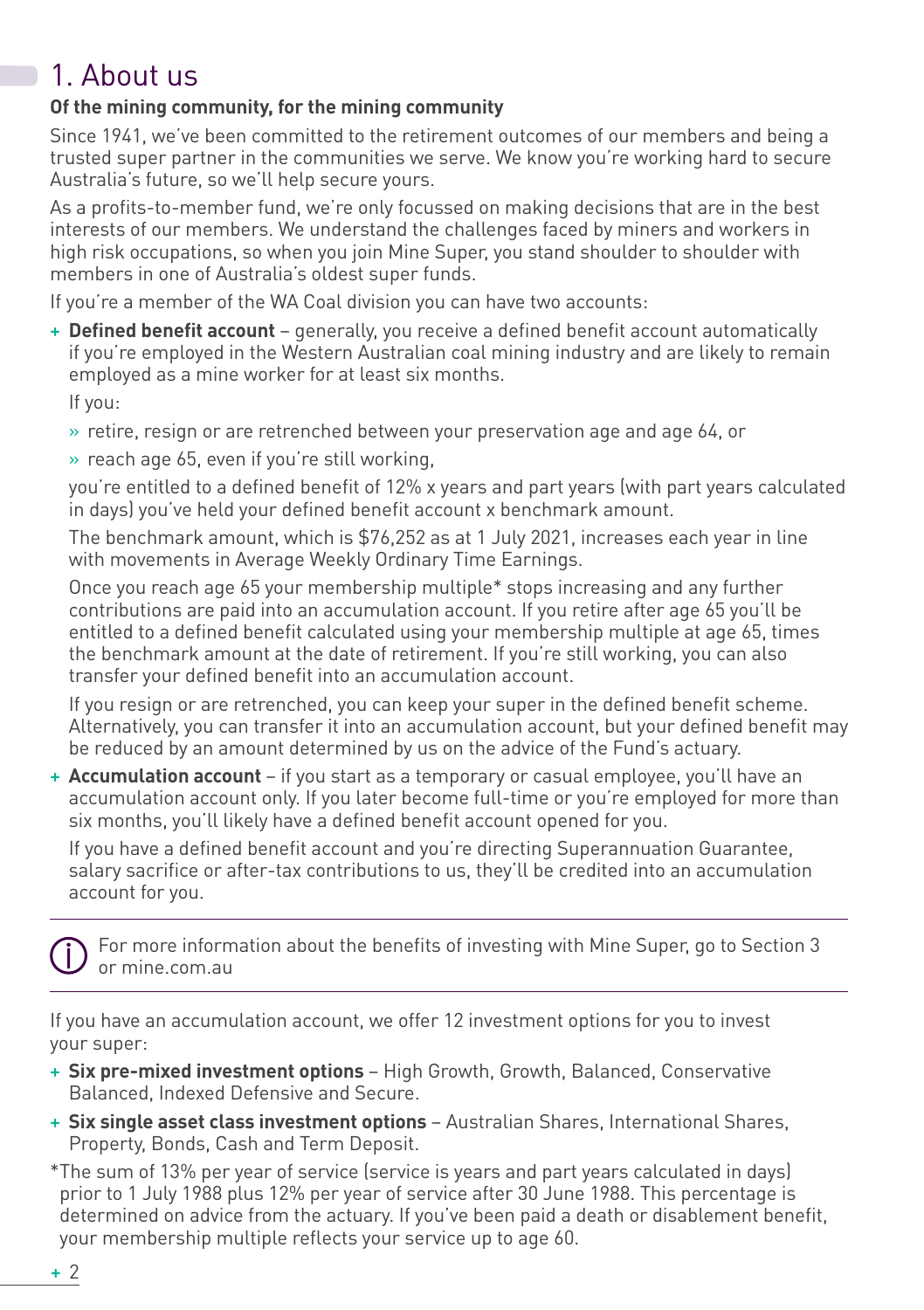# 1. About us

**Of the mining community, for the mining community**

Since 1941, we've been committed to the retirement outcomes of our members and being a trusted super partner in the communities we serve. We know you're working hard to secure Australia's future, so we'll help secure yours.

As a profits-to-member fund, we're only focussed on making decisions that are in the best interests of our members. We understand the challenges faced by miners and workers in high risk occupations, so when you join Mine Super, you stand shoulder to shoulder with members in one of Australia's oldest super funds.

If you're a member of the WA Coal division you can have two accounts:

- **Defined benefit account** – generally, you receive a defined benefit account automatically if you're employed in the Western Australian coal mining industry and are likely to remain employed as a mine worker for at least six months.

  If you:

  - retire, resign or are retrenched between your preservation age and age 64, or
  - reach age 65, even if you're still working,

  you're entitled to a defined benefit of 12% x years and part years (with part years calculated in days) you've held your defined benefit account x benchmark amount.

  The benchmark amount, which is $76,252 as at 1 July 2021, increases each year in line with movements in Average Weekly Ordinary Time Earnings.

  Once you reach age 65 your membership multiple* stops increasing and any further contributions are paid into an accumulation account. If you retire after age 65 you'll be entitled to a defined benefit calculated using your membership multiple at age 65, times the benchmark amount at the date of retirement. If you're still working, you can also transfer your defined benefit into an accumulation account.

  If you resign or are retrenched, you can keep your super in the defined benefit scheme. Alternatively, you can transfer it into an accumulation account, but your defined benefit may be reduced by an amount determined by us on the advice of the Fund's actuary.

- **Accumulation account** – if you start as a temporary or casual employee, you'll have an accumulation account only. If you later become full-time or you're employed for more than six months, you'll likely have a defined benefit account opened for you.

  If you have a defined benefit account and you're directing Superannuation Guarantee, salary sacrifice or after-tax contributions to us, they'll be credited into an accumulation account for you.

---

For more information about the benefits of investing with Mine Super, go to Section 3 or mine.com.au

---

If you have an accumulation account, we offer 12 investment options for you to invest your super:

- **Six pre-mixed investment options** – High Growth, Growth, Balanced, Conservative Balanced, Indexed Defensive and Secure.
- **Six single asset class investment options** – Australian Shares, International Shares, Property, Bonds, Cash and Term Deposit.

*The sum of 13% per year of service (service is years and part years calculated in days) prior to 1 July 1988 plus 12% per year of service after 30 June 1988. This percentage is determined on advice from the actuary. If you've been paid a death or disablement benefit, your membership multiple reflects your service up to age 60.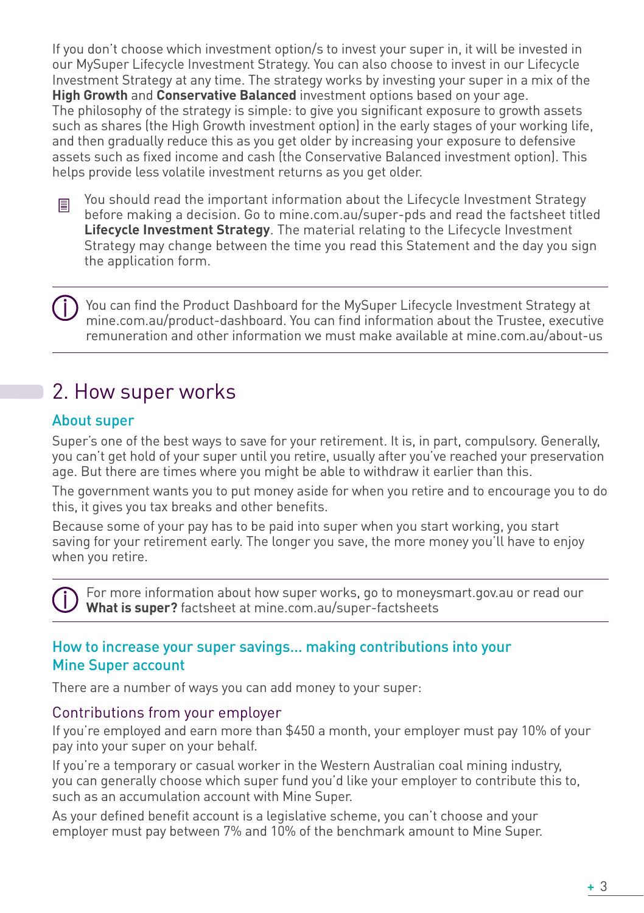If you don't choose which investment option/s to invest your super in, it will be invested in our MySuper Lifecycle Investment Strategy. You can also choose to invest in our Lifecycle Investment Strategy at any time. The strategy works by investing your super in a mix of the **High Growth** and **Conservative Balanced** investment options based on your age.
The philosophy of the strategy is simple: to give you significant exposure to growth assets such as shares (the High Growth investment option) in the early stages of your working life, and then gradually reduce this as you get older by increasing your exposure to defensive assets such as fixed income and cash (the Conservative Balanced investment option). This helps provide less volatile investment returns as you get older.

You should read the important information about the Lifecycle Investment Strategy before making a decision. Go to mine.com.au/super-pds and read the factsheet titled **Lifecycle Investment Strategy**. The material relating to the Lifecycle Investment Strategy may change between the time you read this Statement and the day you sign the application form.

---

You can find the Product Dashboard for the MySuper Lifecycle Investment Strategy at mine.com.au/product-dashboard. You can find information about the Trustee, executive remuneration and other information we must make available at mine.com.au/about-us

---

# 2. How super works

## About super

Super's one of the best ways to save for your retirement. It is, in part, compulsory. Generally, you can't get hold of your super until you retire, usually after you've reached your preservation age. But there are times where you might be able to withdraw it earlier than this.

The government wants you to put money aside for when you retire and to encourage you to do this, it gives you tax breaks and other benefits.

Because some of your pay has to be paid into super when you start working, you start saving for your retirement early. The longer you save, the more money you'll have to enjoy when you retire.

---

For more information about how super works, go to moneysmart.gov.au or read our **What is super?** factsheet at mine.com.au/super-factsheets

---

## How to increase your super savings... making contributions into your Mine Super account

There are a number of ways you can add money to your super:

### Contributions from your employer

If you're employed and earn more than $450 a month, your employer must pay 10% of your pay into your super on your behalf.

If you're a temporary or casual worker in the Western Australian coal mining industry, you can generally choose which super fund you'd like your employer to contribute this to, such as an accumulation account with Mine Super.

As your defined benefit account is a legislative scheme, you can't choose and your employer must pay between 7% and 10% of the benchmark amount to Mine Super.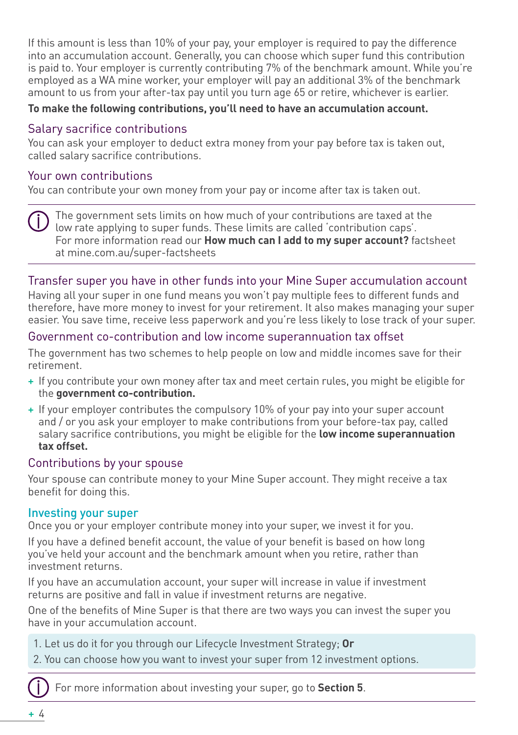If this amount is less than 10% of your pay, your employer is required to pay the difference into an accumulation account. Generally, you can choose which super fund this contribution is paid to. Your employer is currently contributing 7% of the benchmark amount. While you're employed as a WA mine worker, your employer will pay an additional 3% of the benchmark amount to us from your after-tax pay until you turn age 65 or retire, whichever is earlier.

**To make the following contributions, you'll need to have an accumulation account.**

### Salary sacrifice contributions

You can ask your employer to deduct extra money from your pay before tax is taken out, called salary sacrifice contributions.

### Your own contributions

You can contribute your own money from your pay or income after tax is taken out.

> The government sets limits on how much of your contributions are taxed at the low rate applying to super funds. These limits are called 'contribution caps'. For more information read our **How much can I add to my super account?** factsheet at mine.com.au/super-factsheets

### Transfer super you have in other funds into your Mine Super accumulation account

Having all your super in one fund means you won't pay multiple fees to different funds and therefore, have more money to invest for your retirement. It also makes managing your super easier. You save time, receive less paperwork and you're less likely to lose track of your super.

### Government co-contribution and low income superannuation tax offset

The government has two schemes to help people on low and middle incomes save for their retirement.

- If you contribute your own money after tax and meet certain rules, you might be eligible for the **government co-contribution.**
- If your employer contributes the compulsory 10% of your pay into your super account and / or you ask your employer to make contributions from your before-tax pay, called salary sacrifice contributions, you might be eligible for the **low income superannuation tax offset.**

### Contributions by your spouse

Your spouse can contribute money to your Mine Super account. They might receive a tax benefit for doing this.

## Investing your super

Once you or your employer contribute money into your super, we invest it for you.

If you have a defined benefit account, the value of your benefit is based on how long you've held your account and the benchmark amount when you retire, rather than investment returns.

If you have an accumulation account, your super will increase in value if investment returns are positive and fall in value if investment returns are negative.

One of the benefits of Mine Super is that there are two ways you can invest the super you have in your accumulation account.

1. Let us do it for you through our Lifecycle Investment Strategy; **Or**
2. You can choose how you want to invest your super from 12 investment options.

> For more information about investing your super, go to **Section 5**.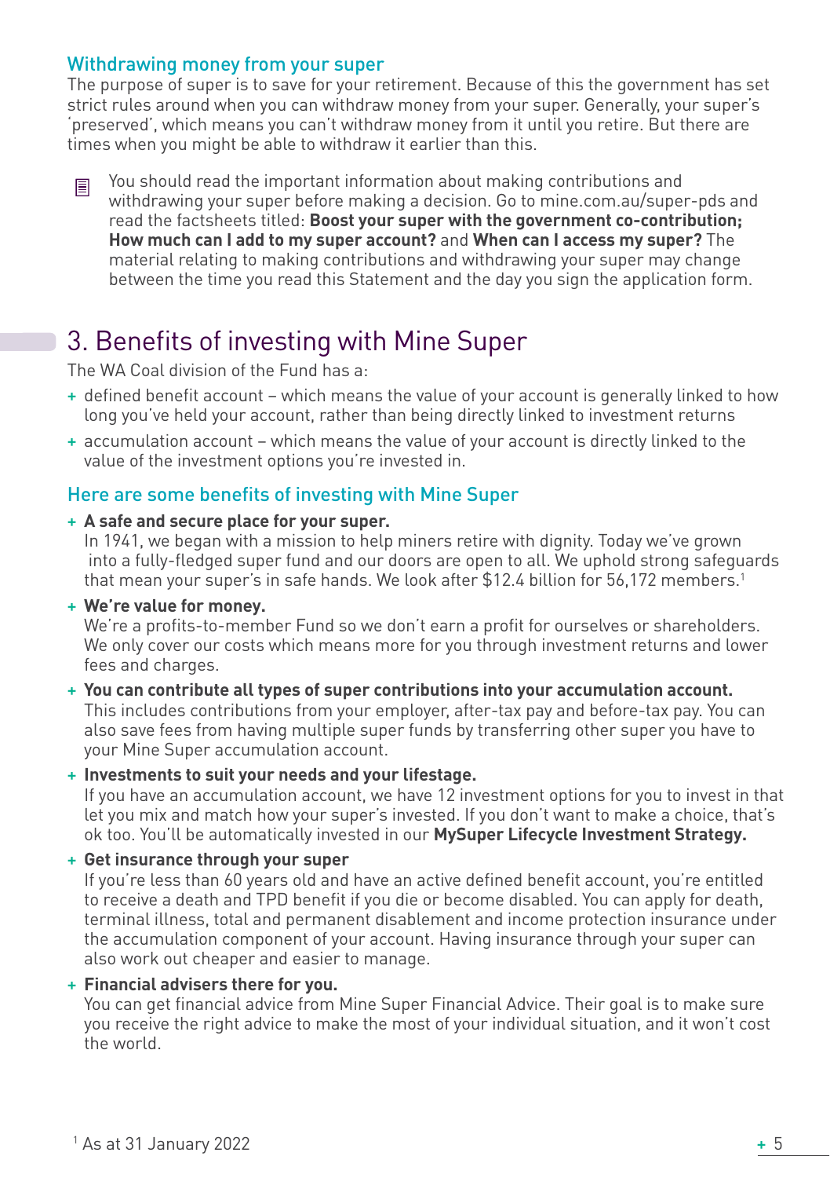## Withdrawing money from your super

The purpose of super is to save for your retirement. Because of this the government has set strict rules around when you can withdraw money from your super. Generally, your super's 'preserved', which means you can't withdraw money from it until you retire. But there are times when you might be able to withdraw it earlier than this.

You should read the important information about making contributions and withdrawing your super before making a decision. Go to mine.com.au/super-pds and read the factsheets titled: **Boost your super with the government co-contribution; How much can I add to my super account?** and **When can I access my super?** The material relating to making contributions and withdrawing your super may change between the time you read this Statement and the day you sign the application form.

# 3. Benefits of investing with Mine Super

The WA Coal division of the Fund has a:

+ defined benefit account – which means the value of your account is generally linked to how long you've held your account, rather than being directly linked to investment returns
+ accumulation account – which means the value of your account is directly linked to the value of the investment options you're invested in.

## Here are some benefits of investing with Mine Super

+ **A safe and secure place for your super.**
  In 1941, we began with a mission to help miners retire with dignity. Today we've grown into a fully-fledged super fund and our doors are open to all. We uphold strong safeguards that mean your super's in safe hands. We look after $12.4 billion for 56,172 members.[1]
+ **We're value for money.**
  We're a profits-to-member Fund so we don't earn a profit for ourselves or shareholders. We only cover our costs which means more for you through investment returns and lower fees and charges.
+ **You can contribute all types of super contributions into your accumulation account.**
  This includes contributions from your employer, after-tax pay and before-tax pay. You can also save fees from having multiple super funds by transferring other super you have to your Mine Super accumulation account.
+ **Investments to suit your needs and your lifestage.**
  If you have an accumulation account, we have 12 investment options for you to invest in that let you mix and match how your super's invested. If you don't want to make a choice, that's ok too. You'll be automatically invested in our **MySuper Lifecycle Investment Strategy.**
+ **Get insurance through your super**
  If you're less than 60 years old and have an active defined benefit account, you're entitled to receive a death and TPD benefit if you die or become disabled. You can apply for death, terminal illness, total and permanent disablement and income protection insurance under the accumulation component of your account. Having insurance through your super can also work out cheaper and easier to manage.
+ **Financial advisers there for you.**
  You can get financial advice from Mine Super Financial Advice. Their goal is to make sure you receive the right advice to make the most of your individual situation, and it won't cost the world.

[1] As at 31 January 2022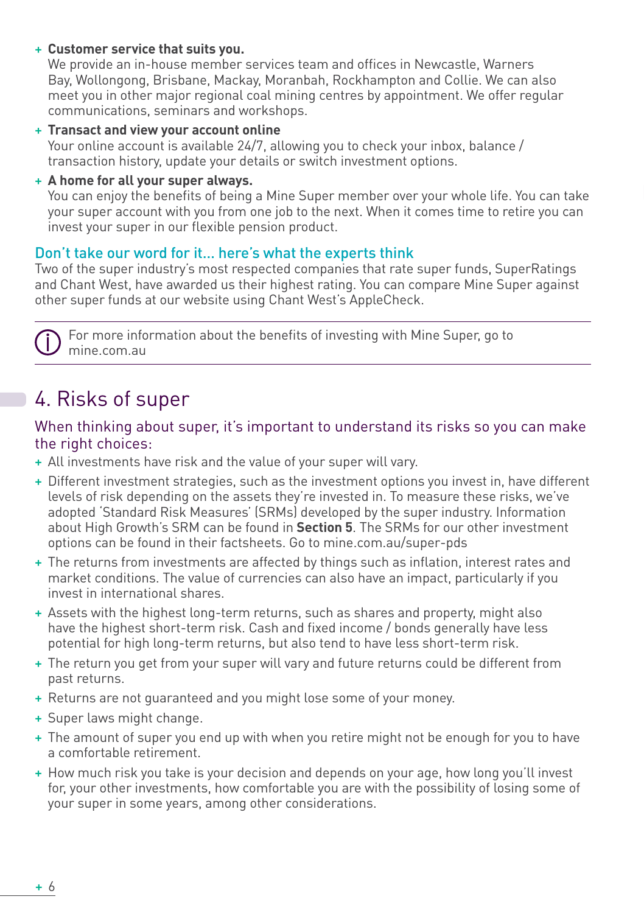- **Customer service that suits you.**
  We provide an in-house member services team and offices in Newcastle, Warners Bay, Wollongong, Brisbane, Mackay, Moranbah, Rockhampton and Collie. We can also meet you in other major regional coal mining centres by appointment. We offer regular communications, seminars and workshops.
- **Transact and view your account online**
  Your online account is available 24/7, allowing you to check your inbox, balance / transaction history, update your details or switch investment options.
- **A home for all your super always.**
  You can enjoy the benefits of being a Mine Super member over your whole life. You can take your super account with you from one job to the next. When it comes time to retire you can invest your super in our flexible pension product.

### Don't take our word for it... here's what the experts think

Two of the super industry's most respected companies that rate super funds, SuperRatings and Chant West, have awarded us their highest rating. You can compare Mine Super against other super funds at our website using Chant West's AppleCheck.

For more information about the benefits of investing with Mine Super, go to mine.com.au

## 4. Risks of super

### When thinking about super, it's important to understand its risks so you can make the right choices:

- All investments have risk and the value of your super will vary.
- Different investment strategies, such as the investment options you invest in, have different levels of risk depending on the assets they're invested in. To measure these risks, we've adopted 'Standard Risk Measures' (SRMs) developed by the super industry. Information about High Growth's SRM can be found in **Section 5**. The SRMs for our other investment options can be found in their factsheets. Go to mine.com.au/super-pds
- The returns from investments are affected by things such as inflation, interest rates and market conditions. The value of currencies can also have an impact, particularly if you invest in international shares.
- Assets with the highest long-term returns, such as shares and property, might also have the highest short-term risk. Cash and fixed income / bonds generally have less potential for high long-term returns, but also tend to have less short-term risk.
- The return you get from your super will vary and future returns could be different from past returns.
- Returns are not guaranteed and you might lose some of your money.
- Super laws might change.
- The amount of super you end up with when you retire might not be enough for you to have a comfortable retirement.
- How much risk you take is your decision and depends on your age, how long you'll invest for, your other investments, how comfortable you are with the possibility of losing some of your super in some years, among other considerations.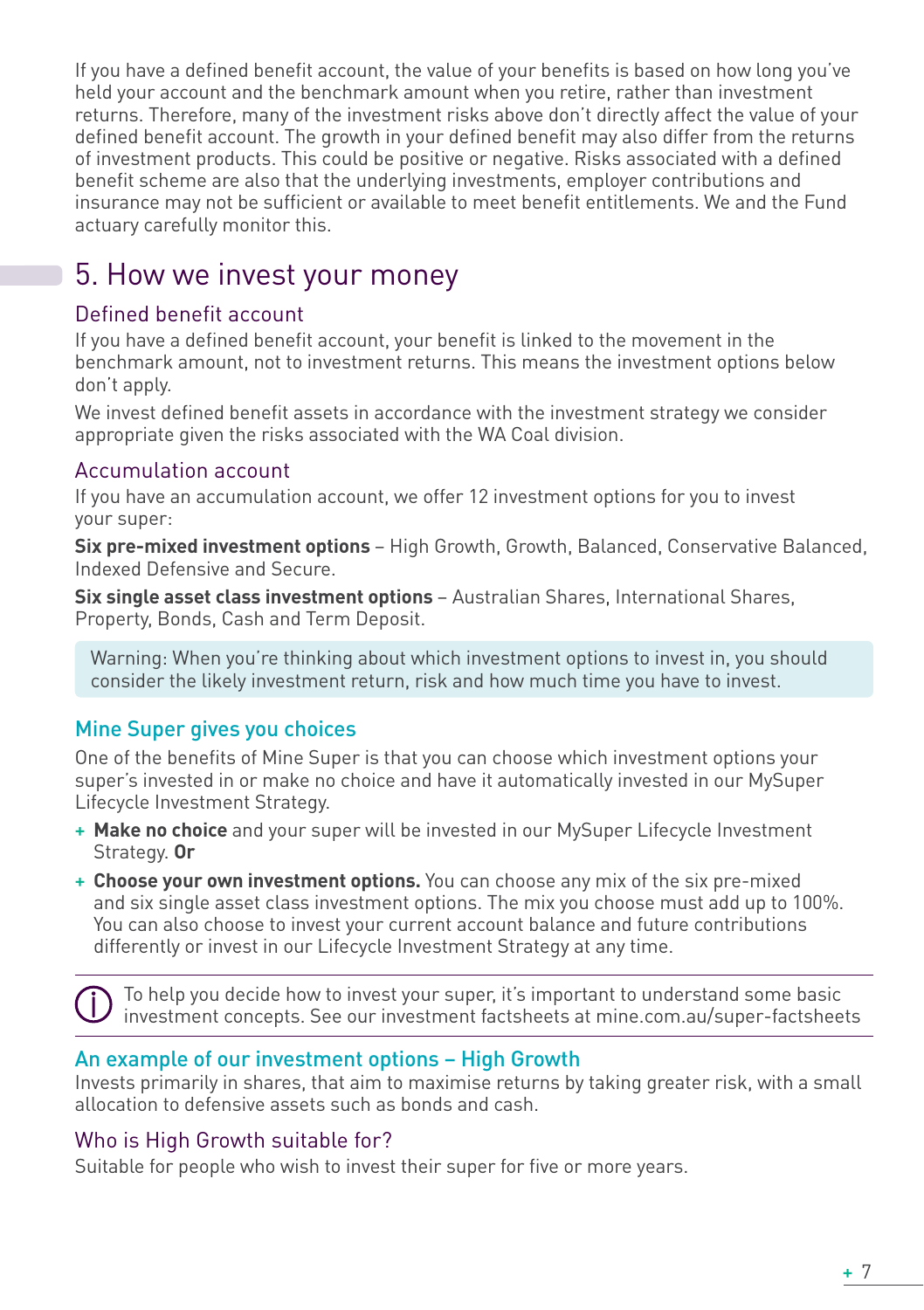If you have a defined benefit account, the value of your benefits is based on how long you've held your account and the benchmark amount when you retire, rather than investment returns. Therefore, many of the investment risks above don't directly affect the value of your defined benefit account. The growth in your defined benefit may also differ from the returns of investment products. This could be positive or negative. Risks associated with a defined benefit scheme are also that the underlying investments, employer contributions and insurance may not be sufficient or available to meet benefit entitlements. We and the Fund actuary carefully monitor this.

## 5. How we invest your money

### Defined benefit account

If you have a defined benefit account, your benefit is linked to the movement in the benchmark amount, not to investment returns. This means the investment options below don't apply.

We invest defined benefit assets in accordance with the investment strategy we consider appropriate given the risks associated with the WA Coal division.

### Accumulation account

If you have an accumulation account, we offer 12 investment options for you to invest your super:

**Six pre-mixed investment options** – High Growth, Growth, Balanced, Conservative Balanced, Indexed Defensive and Secure.

**Six single asset class investment options** – Australian Shares, International Shares, Property, Bonds, Cash and Term Deposit.

Warning: When you're thinking about which investment options to invest in, you should consider the likely investment return, risk and how much time you have to invest.

### Mine Super gives you choices

One of the benefits of Mine Super is that you can choose which investment options your super's invested in or make no choice and have it automatically invested in our MySuper Lifecycle Investment Strategy.

+ **Make no choice** and your super will be invested in our MySuper Lifecycle Investment Strategy. **Or**
+ **Choose your own investment options.** You can choose any mix of the six pre-mixed and six single asset class investment options. The mix you choose must add up to 100%. You can also choose to invest your current account balance and future contributions differently or invest in our Lifecycle Investment Strategy at any time.

To help you decide how to invest your super, it's important to understand some basic investment concepts. See our investment factsheets at mine.com.au/super-factsheets

### An example of our investment options – High Growth

Invests primarily in shares, that aim to maximise returns by taking greater risk, with a small allocation to defensive assets such as bonds and cash.

### Who is High Growth suitable for?

Suitable for people who wish to invest their super for five or more years.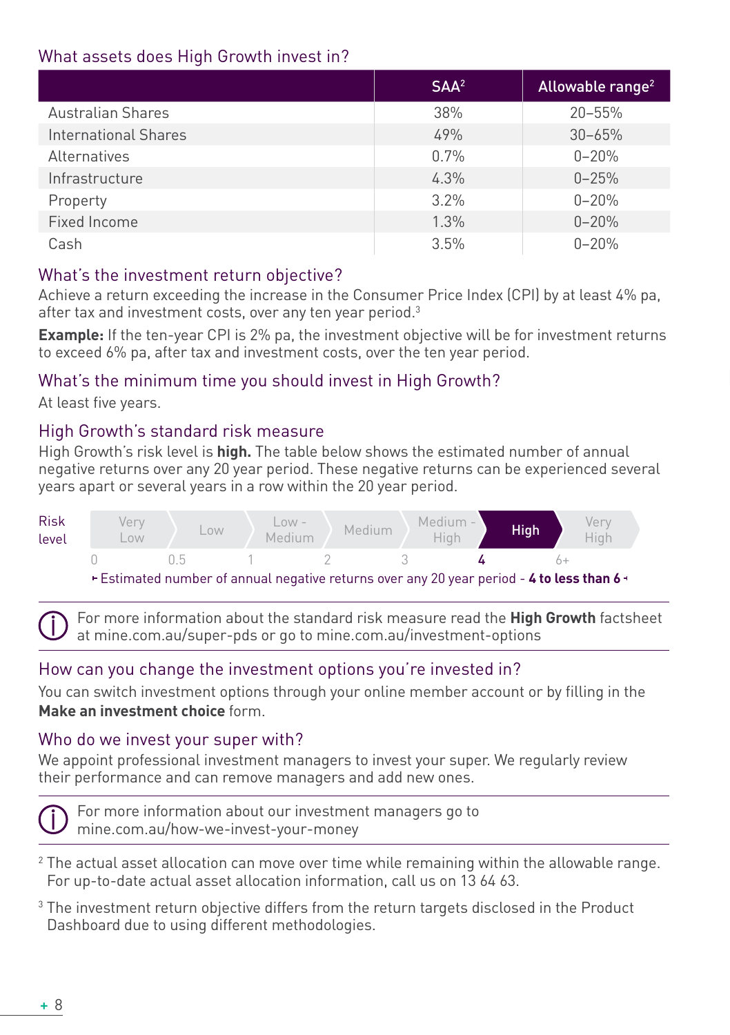## What assets does High Growth invest in?

| | SAA[2] | Allowable range[2] |
|---|---|---|
| Australian Shares | 38% | 20–55% |
| International Shares | 49% | 30–65% |
| Alternatives | 0.7% | 0–20% |
| Infrastructure | 4.3% | 0–25% |
| Property | 3.2% | 0–20% |
| Fixed Income | 1.3% | 0–20% |
| Cash | 3.5% | 0–20% |

## What's the investment return objective?

Achieve a return exceeding the increase in the Consumer Price Index (CPI) by at least 4% pa, after tax and investment costs, over any ten year period.[3]

**Example:** If the ten-year CPI is 2% pa, the investment objective will be for investment returns to exceed 6% pa, after tax and investment costs, over the ten year period.

## What's the minimum time you should invest in High Growth?

At least five years.

## High Growth's standard risk measure

High Growth's risk level is **high.** The table below shows the estimated number of annual negative returns over any 20 year period. These negative returns can be experienced several years apart or several years in a row within the 20 year period.

| Risk level | Very Low | Low | Low - Medium | Medium | Medium - High | **High** | Very High |
|---|---|---|---|---|---|---|---|
| | 0 | 0.5 | 1 | 2 | 3 | **4** | 6+ |

Estimated number of annual negative returns over any 20 year period - **4 to less than 6**

For more information about the standard risk measure read the **High Growth** factsheet at mine.com.au/super-pds or go to mine.com.au/investment-options

## How can you change the investment options you're invested in?

You can switch investment options through your online member account or by filling in the **Make an investment choice** form.

## Who do we invest your super with?

We appoint professional investment managers to invest your super. We regularly review their performance and can remove managers and add new ones.

For more information about our investment managers go to mine.com.au/how-we-invest-your-money

[2] The actual asset allocation can move over time while remaining within the allowable range. For up-to-date actual asset allocation information, call us on 13 64 63.

[3] The investment return objective differs from the return targets disclosed in the Product Dashboard due to using different methodologies.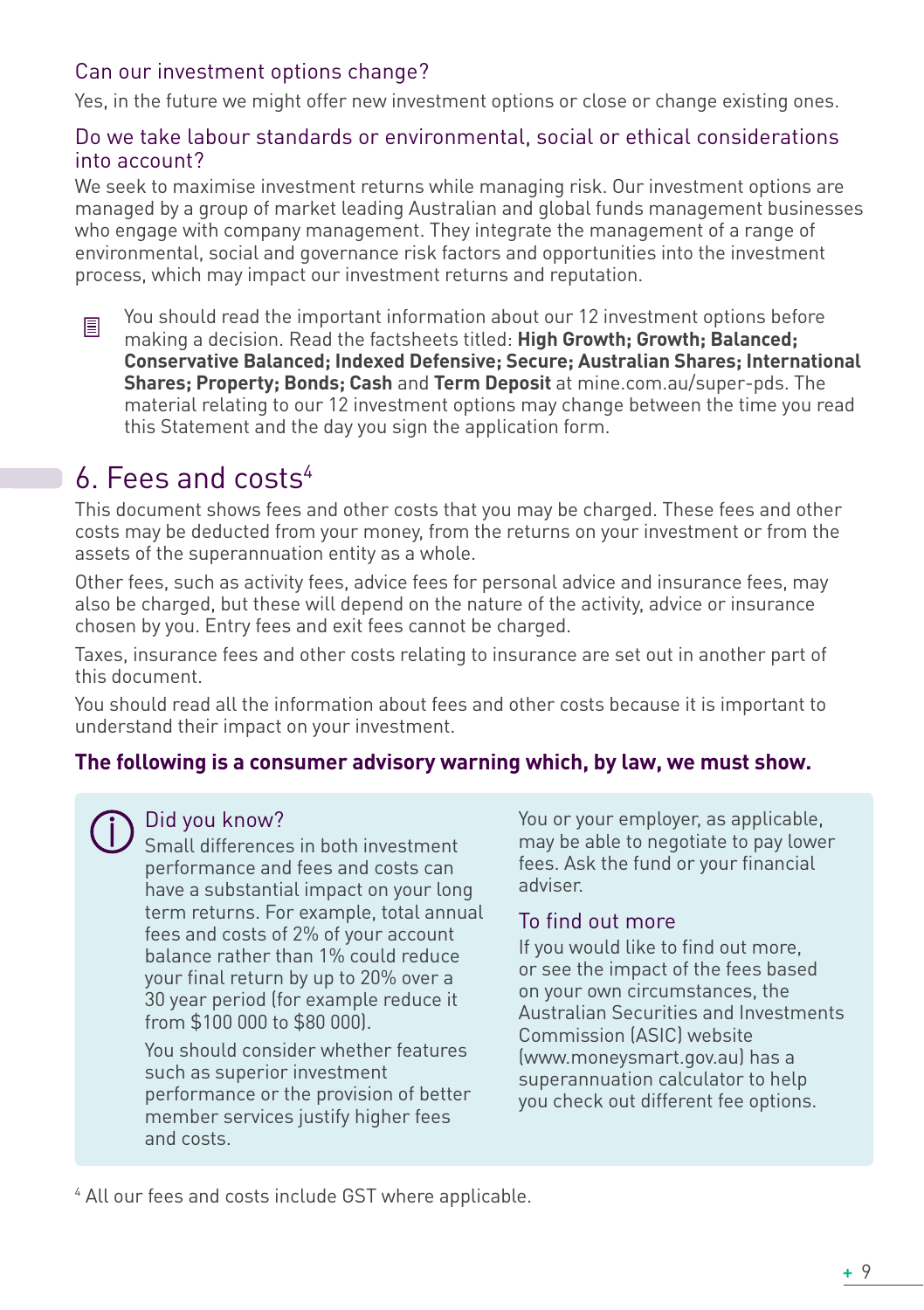### Can our investment options change?

Yes, in the future we might offer new investment options or close or change existing ones.

### Do we take labour standards or environmental, social or ethical considerations into account?

We seek to maximise investment returns while managing risk. Our investment options are managed by a group of market leading Australian and global funds management businesses who engage with company management. They integrate the management of a range of environmental, social and governance risk factors and opportunities into the investment process, which may impact our investment returns and reputation.

You should read the important information about our 12 investment options before making a decision. Read the factsheets titled: **High Growth; Growth; Balanced; Conservative Balanced; Indexed Defensive; Secure; Australian Shares; International Shares; Property; Bonds; Cash** and **Term Deposit** at mine.com.au/super-pds. The material relating to our 12 investment options may change between the time you read this Statement and the day you sign the application form.

## 6. Fees and costs[4]

This document shows fees and other costs that you may be charged. These fees and other costs may be deducted from your money, from the returns on your investment or from the assets of the superannuation entity as a whole.

Other fees, such as activity fees, advice fees for personal advice and insurance fees, may also be charged, but these will depend on the nature of the activity, advice or insurance chosen by you. Entry fees and exit fees cannot be charged.

Taxes, insurance fees and other costs relating to insurance are set out in another part of this document.

You should read all the information about fees and other costs because it is important to understand their impact on your investment.

**The following is a consumer advisory warning which, by law, we must show.**

### Did you know?

Small differences in both investment performance and fees and costs can have a substantial impact on your long term returns. For example, total annual fees and costs of 2% of your account balance rather than 1% could reduce your final return by up to 20% over a 30 year period (for example reduce it from $100 000 to $80 000).

You should consider whether features such as superior investment performance or the provision of better member services justify higher fees and costs.

You or your employer, as applicable, may be able to negotiate to pay lower fees. Ask the fund or your financial adviser.

### To find out more

If you would like to find out more, or see the impact of the fees based on your own circumstances, the Australian Securities and Investments Commission (ASIC) website (www.moneysmart.gov.au) has a superannuation calculator to help you check out different fee options.

[4] All our fees and costs include GST where applicable.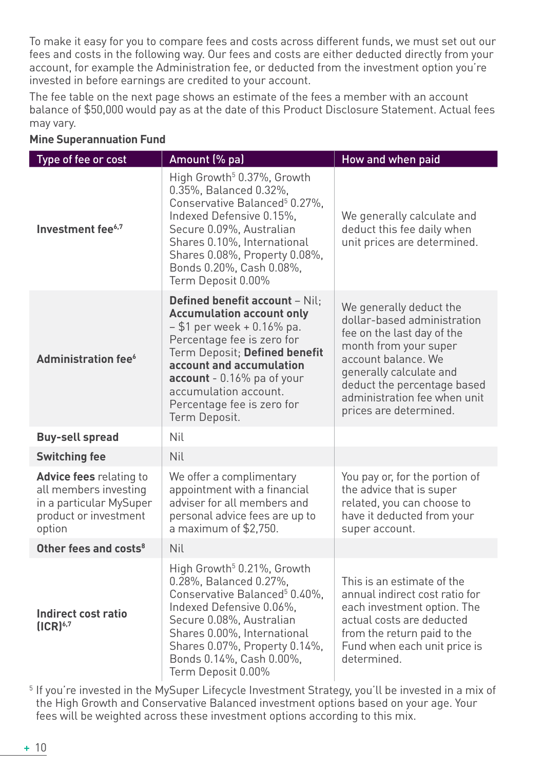To make it easy for you to compare fees and costs across different funds, we must set out our fees and costs in the following way. Our fees and costs are either deducted directly from your account, for example the Administration fee, or deducted from the investment option you're invested in before earnings are credited to your account.

The fee table on the next page shows an estimate of the fees a member with an account balance of $50,000 would pay as at the date of this Product Disclosure Statement. Actual fees may vary.

**Mine Superannuation Fund**

| Type of fee or cost | Amount (% pa) | How and when paid |
|---|---|---|
| **Investment fee**[6,7] | High Growth[5] 0.37%, Growth 0.35%, Balanced 0.32%, Conservative Balanced[5] 0.27%, Indexed Defensive 0.15%, Secure 0.09%, Australian Shares 0.10%, International Shares 0.08%, Property 0.08%, Bonds 0.20%, Cash 0.08%, Term Deposit 0.00% | We generally calculate and deduct this fee daily when unit prices are determined. |
| **Administration fee**[6] | **Defined benefit account** – Nil; **Accumulation account only** – $1 per week + 0.16% pa. Percentage fee is zero for Term Deposit; **Defined benefit account and accumulation account** - 0.16% pa of your accumulation account. Percentage fee is zero for Term Deposit. | We generally deduct the dollar-based administration fee on the last day of the month from your super account balance. We generally calculate and deduct the percentage based administration fee when unit prices are determined. |
| **Buy-sell spread** | Nil | |
| **Switching fee** | Nil | |
| **Advice fees** relating to all members investing in a particular MySuper product or investment option | We offer a complimentary appointment with a financial adviser for all members and personal advice fees are up to a maximum of $2,750. | You pay or, for the portion of the advice that is super related, you can choose to have it deducted from your super account. |
| **Other fees and costs**[8] | Nil | |
| **Indirect cost ratio (ICR)**[6,7] | High Growth[5] 0.21%, Growth 0.28%, Balanced 0.27%, Conservative Balanced[5] 0.40%, Indexed Defensive 0.06%, Secure 0.08%, Australian Shares 0.00%, International Shares 0.07%, Property 0.14%, Bonds 0.14%, Cash 0.00%, Term Deposit 0.00% | This is an estimate of the annual indirect cost ratio for each investment option. The actual costs are deducted from the return paid to the Fund when each unit price is determined. |

[5] If you're invested in the MySuper Lifecycle Investment Strategy, you'll be invested in a mix of the High Growth and Conservative Balanced investment options based on your age. Your fees will be weighted across these investment options according to this mix.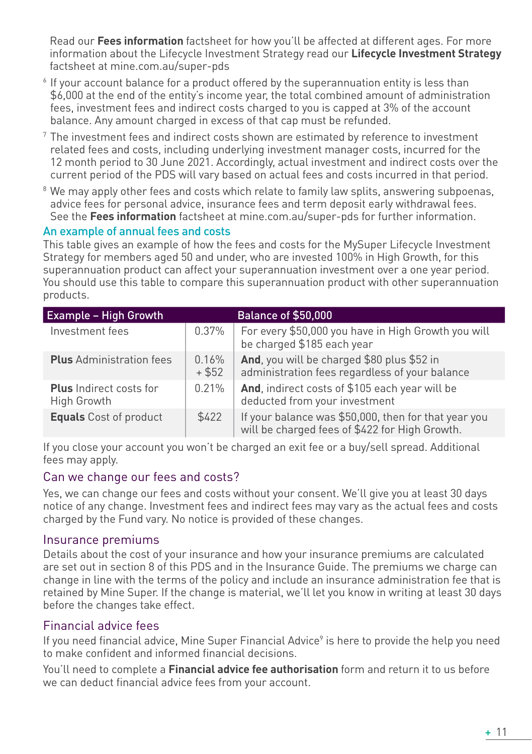Read our **Fees information** factsheet for how you'll be affected at different ages. For more information about the Lifecycle Investment Strategy read our **Lifecycle Investment Strategy** factsheet at mine.com.au/super-pds

[6] If your account balance for a product offered by the superannuation entity is less than $6,000 at the end of the entity's income year, the total combined amount of administration fees, investment fees and indirect costs charged to you is capped at 3% of the account balance. Any amount charged in excess of that cap must be refunded.

[7] The investment fees and indirect costs shown are estimated by reference to investment related fees and costs, including underlying investment manager costs, incurred for the 12 month period to 30 June 2021. Accordingly, actual investment and indirect costs over the current period of the PDS will vary based on actual fees and costs incurred in that period.

[8] We may apply other fees and costs which relate to family law splits, answering subpoenas, advice fees for personal advice, insurance fees and term deposit early withdrawal fees. See the **Fees information** factsheet at mine.com.au/super-pds for further information.

### An example of annual fees and costs

This table gives an example of how the fees and costs for the MySuper Lifecycle Investment Strategy for members aged 50 and under, who are invested 100% in High Growth, for this superannuation product can affect your superannuation investment over a one year period. You should use this table to compare this superannuation product with other superannuation products.

| Example – High Growth | | Balance of $50,000 |
|---|---|---|
| Investment fees | 0.37% | For every $50,000 you have in High Growth you will be charged $185 each year |
| **Plus** Administration fees | 0.16% + $52 | **And**, you will be charged $80 plus $52 in administration fees regardless of your balance |
| **Plus** Indirect costs for High Growth | 0.21% | **And**, indirect costs of $105 each year will be deducted from your investment |
| **Equals** Cost of product | $422 | If your balance was $50,000, then for that year you will be charged fees of $422 for High Growth. |

If you close your account you won't be charged an exit fee or a buy/sell spread. Additional fees may apply.

## Can we change our fees and costs?

Yes, we can change our fees and costs without your consent. We'll give you at least 30 days notice of any change. Investment fees and indirect fees may vary as the actual fees and costs charged by the Fund vary. No notice is provided of these changes.

## Insurance premiums

Details about the cost of your insurance and how your insurance premiums are calculated are set out in section 8 of this PDS and in the Insurance Guide. The premiums we charge can change in line with the terms of the policy and include an insurance administration fee that is retained by Mine Super. If the change is material, we'll let you know in writing at least 30 days before the changes take effect.

## Financial advice fees

If you need financial advice, Mine Super Financial Advice[9] is here to provide the help you need to make confident and informed financial decisions.

You'll need to complete a **Financial advice fee authorisation** form and return it to us before we can deduct financial advice fees from your account.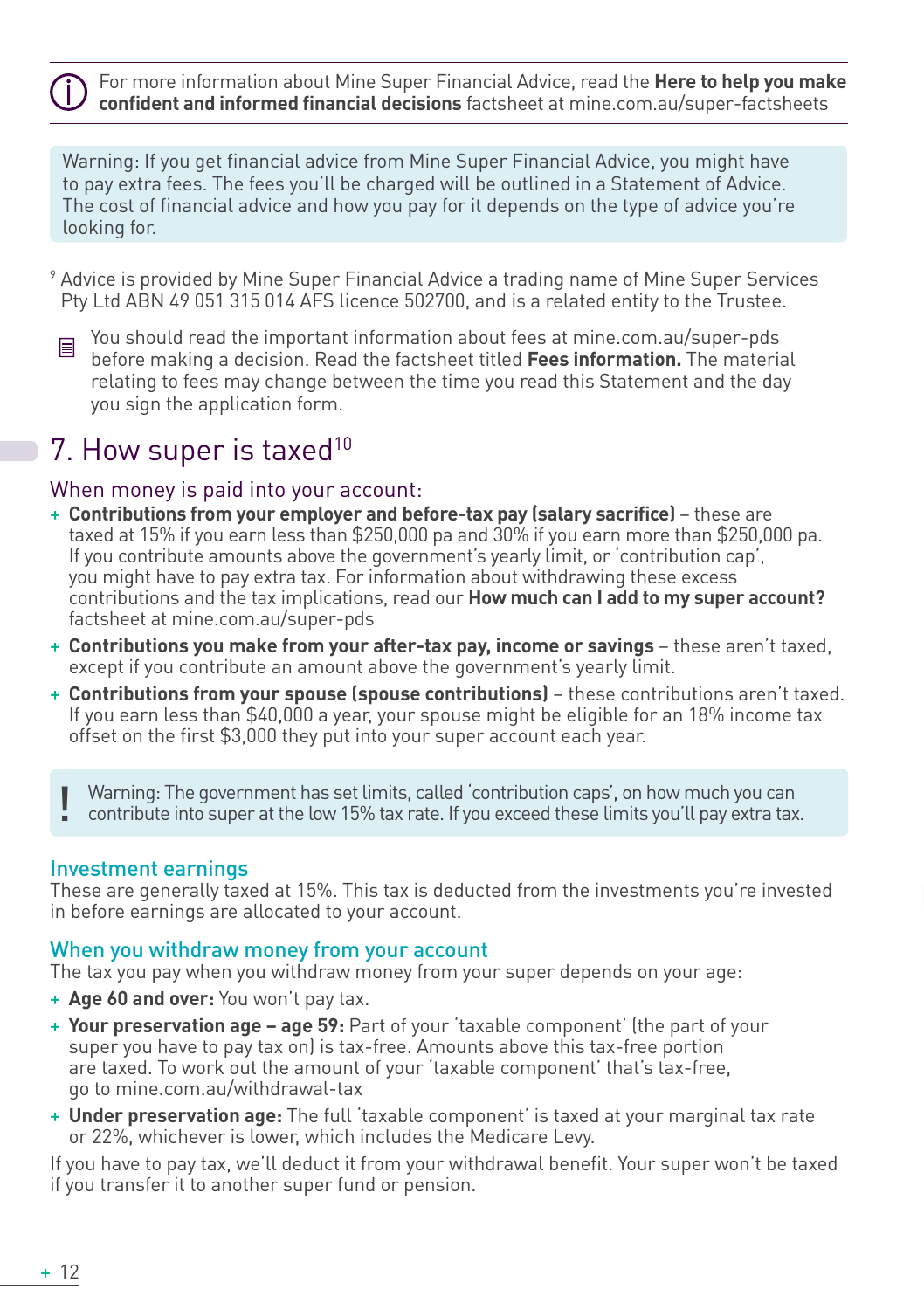For more information about Mine Super Financial Advice, read the **Here to help you make confident and informed financial decisions** factsheet at mine.com.au/super-factsheets

Warning: If you get financial advice from Mine Super Financial Advice, you might have to pay extra fees. The fees you'll be charged will be outlined in a Statement of Advice. The cost of financial advice and how you pay for it depends on the type of advice you're looking for.

[9] Advice is provided by Mine Super Financial Advice a trading name of Mine Super Services Pty Ltd ABN 49 051 315 014 AFS licence 502700, and is a related entity to the Trustee.

You should read the important information about fees at mine.com.au/super-pds before making a decision. Read the factsheet titled **Fees information.** The material relating to fees may change between the time you read this Statement and the day you sign the application form.

# 7. How super is taxed[10]

## When money is paid into your account:

+ **Contributions from your employer and before-tax pay (salary sacrifice)** – these are taxed at 15% if you earn less than $250,000 pa and 30% if you earn more than $250,000 pa. If you contribute amounts above the government's yearly limit, or 'contribution cap', you might have to pay extra tax. For information about withdrawing these excess contributions and the tax implications, read our **How much can I add to my super account?** factsheet at mine.com.au/super-pds
+ **Contributions you make from your after-tax pay, income or savings** – these aren't taxed, except if you contribute an amount above the government's yearly limit.
+ **Contributions from your spouse (spouse contributions)** – these contributions aren't taxed. If you earn less than $40,000 a year, your spouse might be eligible for an 18% income tax offset on the first $3,000 they put into your super account each year.

**!** Warning: The government has set limits, called 'contribution caps', on how much you can contribute into super at the low 15% tax rate. If you exceed these limits you'll pay extra tax.

## Investment earnings

These are generally taxed at 15%. This tax is deducted from the investments you're invested in before earnings are allocated to your account.

## When you withdraw money from your account

The tax you pay when you withdraw money from your super depends on your age:

+ **Age 60 and over:** You won't pay tax.
+ **Your preservation age – age 59:** Part of your 'taxable component' (the part of your super you have to pay tax on) is tax-free. Amounts above this tax-free portion are taxed. To work out the amount of your 'taxable component' that's tax-free, go to mine.com.au/withdrawal-tax
+ **Under preservation age:** The full 'taxable component' is taxed at your marginal tax rate or 22%, whichever is lower, which includes the Medicare Levy.

If you have to pay tax, we'll deduct it from your withdrawal benefit. Your super won't be taxed if you transfer it to another super fund or pension.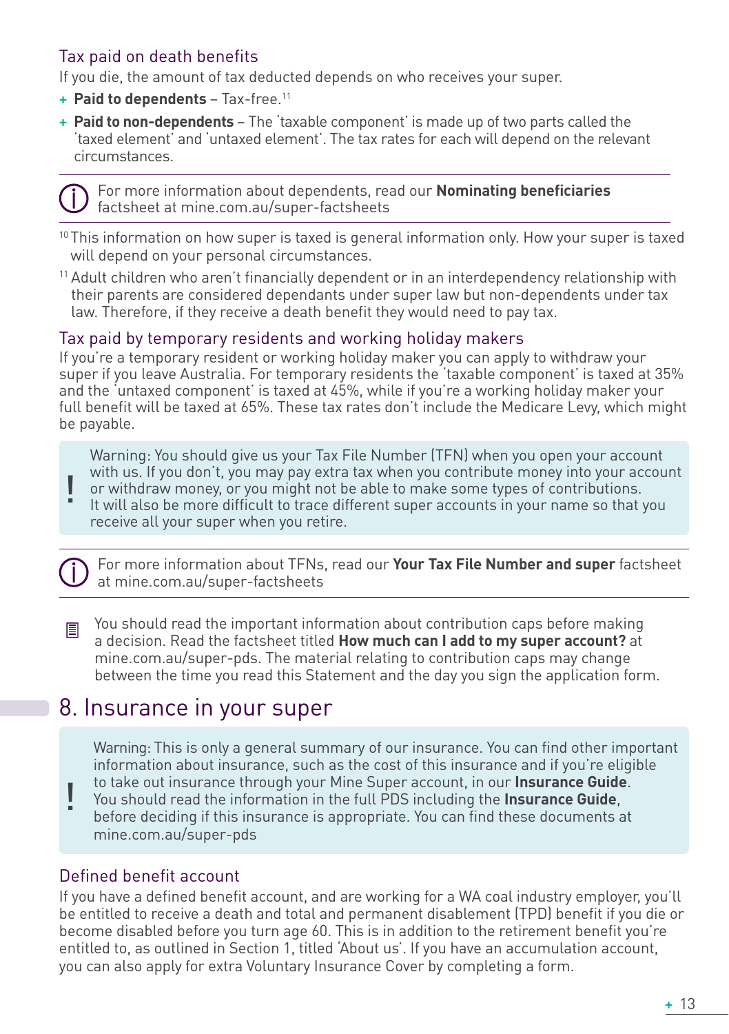### Tax paid on death benefits

If you die, the amount of tax deducted depends on who receives your super.

+ **Paid to dependents** – Tax-free.[11]
+ **Paid to non-dependents** – The 'taxable component' is made up of two parts called the 'taxed element' and 'untaxed element'. The tax rates for each will depend on the relevant circumstances.

For more information about dependents, read our **Nominating beneficiaries** factsheet at mine.com.au/super-factsheets

[10] This information on how super is taxed is general information only. How your super is taxed will depend on your personal circumstances.

[11] Adult children who aren't financially dependent or in an interdependency relationship with their parents are considered dependants under super law but non-dependents under tax law. Therefore, if they receive a death benefit they would need to pay tax.

### Tax paid by temporary residents and working holiday makers

If you're a temporary resident or working holiday maker you can apply to withdraw your super if you leave Australia. For temporary residents the 'taxable component' is taxed at 35% and the 'untaxed component' is taxed at 45%, while if you're a working holiday maker your full benefit will be taxed at 65%. These tax rates don't include the Medicare Levy, which might be payable.

> Warning: You should give us your Tax File Number (TFN) when you open your account with us. If you don't, you may pay extra tax when you contribute money into your account or withdraw money, or you might not be able to make some types of contributions. It will also be more difficult to trace different super accounts in your name so that you receive all your super when you retire.

For more information about TFNs, read our **Your Tax File Number and super** factsheet at mine.com.au/super-factsheets

You should read the important information about contribution caps before making a decision. Read the factsheet titled **How much can I add to my super account?** at mine.com.au/super-pds. The material relating to contribution caps may change between the time you read this Statement and the day you sign the application form.

## 8. Insurance in your super

> Warning: This is only a general summary of our insurance. You can find other important information about insurance, such as the cost of this insurance and if you're eligible to take out insurance through your Mine Super account, in our **Insurance Guide**. You should read the information in the full PDS including the **Insurance Guide**, before deciding if this insurance is appropriate. You can find these documents at mine.com.au/super-pds

### Defined benefit account

If you have a defined benefit account, and are working for a WA coal industry employer, you'll be entitled to receive a death and total and permanent disablement (TPD) benefit if you die or become disabled before you turn age 60. This is in addition to the retirement benefit you're entitled to, as outlined in Section 1, titled 'About us'. If you have an accumulation account, you can also apply for extra Voluntary Insurance Cover by completing a form.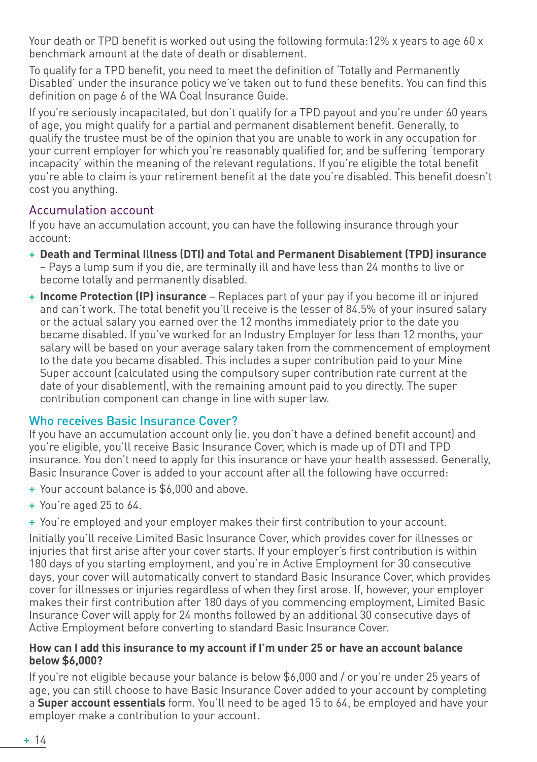Your death or TPD benefit is worked out using the following formula:12% x years to age 60 x benchmark amount at the date of death or disablement.

To qualify for a TPD benefit, you need to meet the definition of 'Totally and Permanently Disabled' under the insurance policy we've taken out to fund these benefits. You can find this definition on page 6 of the WA Coal Insurance Guide.

If you're seriously incapacitated, but don't qualify for a TPD payout and you're under 60 years of age, you might qualify for a partial and permanent disablement benefit. Generally, to qualify the trustee must be of the opinion that you are unable to work in any occupation for your current employer for which you're reasonably qualified for, and be suffering 'temporary incapacity' within the meaning of the relevant regulations. If you're eligible the total benefit you're able to claim is your retirement benefit at the date you're disabled. This benefit doesn't cost you anything.

## Accumulation account

If you have an accumulation account, you can have the following insurance through your account:

+ **Death and Terminal Illness (DTI) and Total and Permanent Disablement (TPD) insurance** – Pays a lump sum if you die, are terminally ill and have less than 24 months to live or become totally and permanently disabled.
+ **Income Protection (IP) insurance** – Replaces part of your pay if you become ill or injured and can't work. The total benefit you'll receive is the lesser of 84.5% of your insured salary or the actual salary you earned over the 12 months immediately prior to the date you became disabled. If you've worked for an Industry Employer for less than 12 months, your salary will be based on your average salary taken from the commencement of employment to the date you became disabled. This includes a super contribution paid to your Mine Super account (calculated using the compulsory super contribution rate current at the date of your disablement), with the remaining amount paid to you directly. The super contribution component can change in line with super law.

## Who receives Basic Insurance Cover?

If you have an accumulation account only (ie. you don't have a defined benefit account) and you're eligible, you'll receive Basic Insurance Cover, which is made up of DTI and TPD insurance. You don't need to apply for this insurance or have your health assessed. Generally, Basic Insurance Cover is added to your account after all the following have occurred:

+ Your account balance is $6,000 and above.
+ You're aged 25 to 64.
+ You're employed and your employer makes their first contribution to your account.

Initially you'll receive Limited Basic Insurance Cover, which provides cover for illnesses or injuries that first arise after your cover starts. If your employer's first contribution is within 180 days of you starting employment, and you're in Active Employment for 30 consecutive days, your cover will automatically convert to standard Basic Insurance Cover, which provides cover for illnesses or injuries regardless of when they first arose. If, however, your employer makes their first contribution after 180 days of you commencing employment, Limited Basic Insurance Cover will apply for 24 months followed by an additional 30 consecutive days of Active Employment before converting to standard Basic Insurance Cover.

### How can I add this insurance to my account if I'm under 25 or have an account balance below $6,000?

If you're not eligible because your balance is below $6,000 and / or you're under 25 years of age, you can still choose to have Basic Insurance Cover added to your account by completing a **Super account essentials** form. You'll need to be aged 15 to 64, be employed and have your employer make a contribution to your account.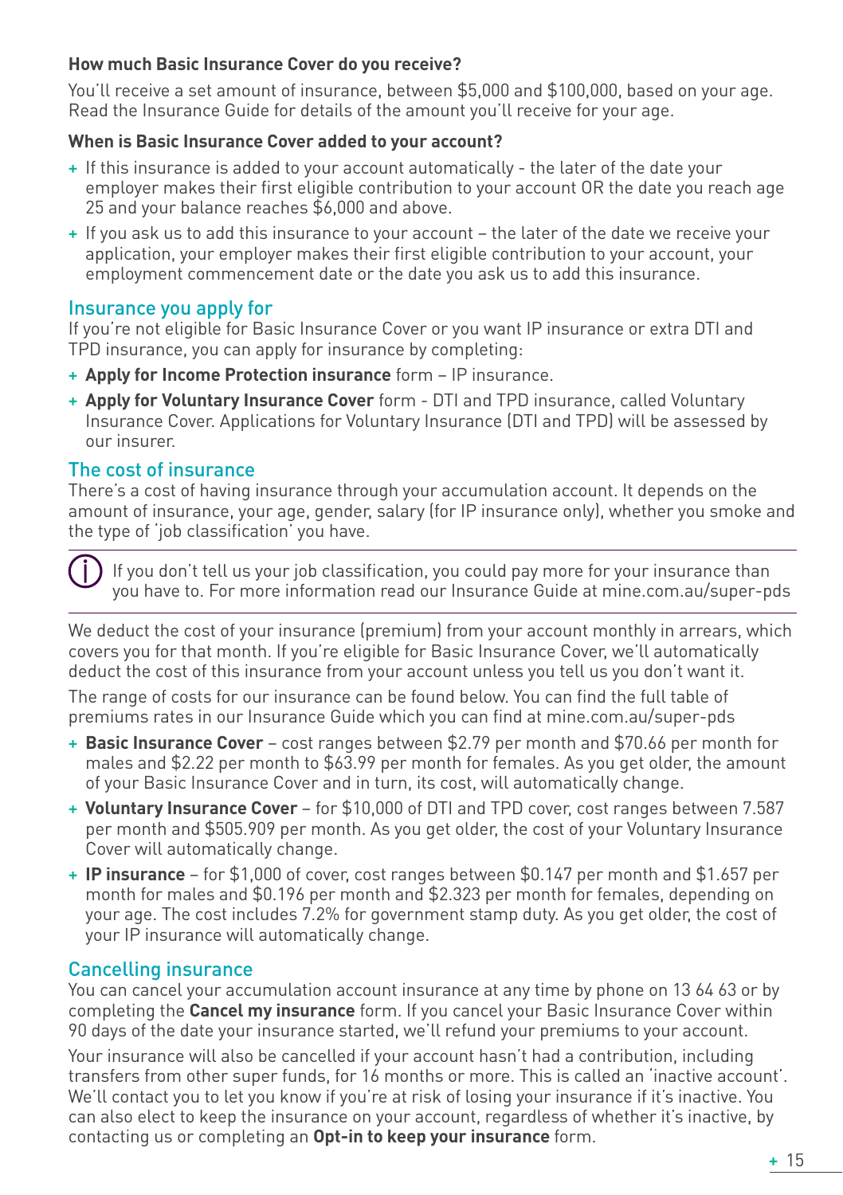**How much Basic Insurance Cover do you receive?**

You'll receive a set amount of insurance, between $5,000 and $100,000, based on your age. Read the Insurance Guide for details of the amount you'll receive for your age.

**When is Basic Insurance Cover added to your account?**

- If this insurance is added to your account automatically - the later of the date your employer makes their first eligible contribution to your account OR the date you reach age 25 and your balance reaches $6,000 and above.
- If you ask us to add this insurance to your account – the later of the date we receive your application, your employer makes their first eligible contribution to your account, your employment commencement date or the date you ask us to add this insurance.

## Insurance you apply for

If you're not eligible for Basic Insurance Cover or you want IP insurance or extra DTI and TPD insurance, you can apply for insurance by completing:

- **Apply for Income Protection insurance** form – IP insurance.
- **Apply for Voluntary Insurance Cover** form - DTI and TPD insurance, called Voluntary Insurance Cover. Applications for Voluntary Insurance (DTI and TPD) will be assessed by our insurer.

## The cost of insurance

There's a cost of having insurance through your accumulation account. It depends on the amount of insurance, your age, gender, salary (for IP insurance only), whether you smoke and the type of 'job classification' you have.

> If you don't tell us your job classification, you could pay more for your insurance than you have to. For more information read our Insurance Guide at mine.com.au/super-pds

We deduct the cost of your insurance (premium) from your account monthly in arrears, which covers you for that month. If you're eligible for Basic Insurance Cover, we'll automatically deduct the cost of this insurance from your account unless you tell us you don't want it.

The range of costs for our insurance can be found below. You can find the full table of premiums rates in our Insurance Guide which you can find at mine.com.au/super-pds

- **Basic Insurance Cover** – cost ranges between $2.79 per month and $70.66 per month for males and $2.22 per month to $63.99 per month for females. As you get older, the amount of your Basic Insurance Cover and in turn, its cost, will automatically change.
- **Voluntary Insurance Cover** – for $10,000 of DTI and TPD cover, cost ranges between 7.587 per month and $505.909 per month. As you get older, the cost of your Voluntary Insurance Cover will automatically change.
- **IP insurance** – for $1,000 of cover, cost ranges between $0.147 per month and $1.657 per month for males and $0.196 per month and $2.323 per month for females, depending on your age. The cost includes 7.2% for government stamp duty. As you get older, the cost of your IP insurance will automatically change.

## Cancelling insurance

You can cancel your accumulation account insurance at any time by phone on 13 64 63 or by completing the **Cancel my insurance** form. If you cancel your Basic Insurance Cover within 90 days of the date your insurance started, we'll refund your premiums to your account.

Your insurance will also be cancelled if your account hasn't had a contribution, including transfers from other super funds, for 16 months or more. This is called an 'inactive account'. We'll contact you to let you know if you're at risk of losing your insurance if it's inactive. You can also elect to keep the insurance on your account, regardless of whether it's inactive, by contacting us or completing an **Opt-in to keep your insurance** form.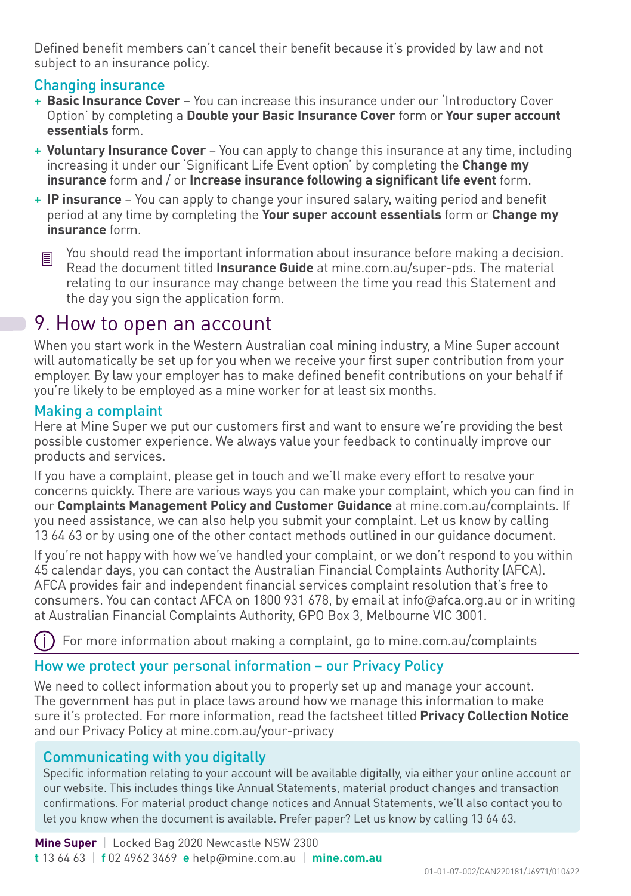Defined benefit members can't cancel their benefit because it's provided by law and not subject to an insurance policy.

### Changing insurance

+ **Basic Insurance Cover** – You can increase this insurance under our 'Introductory Cover Option' by completing a **Double your Basic Insurance Cover** form or **Your super account essentials** form.
+ **Voluntary Insurance Cover** – You can apply to change this insurance at any time, including increasing it under our 'Significant Life Event option' by completing the **Change my insurance** form and / or **Increase insurance following a significant life event** form.
+ **IP insurance** – You can apply to change your insured salary, waiting period and benefit period at any time by completing the **Your super account essentials** form or **Change my insurance** form.

You should read the important information about insurance before making a decision. Read the document titled **Insurance Guide** at mine.com.au/super-pds. The material relating to our insurance may change between the time you read this Statement and the day you sign the application form.

## 9. How to open an account

When you start work in the Western Australian coal mining industry, a Mine Super account will automatically be set up for you when we receive your first super contribution from your employer. By law your employer has to make defined benefit contributions on your behalf if you're likely to be employed as a mine worker for at least six months.

### Making a complaint

Here at Mine Super we put our customers first and want to ensure we're providing the best possible customer experience. We always value your feedback to continually improve our products and services.

If you have a complaint, please get in touch and we'll make every effort to resolve your concerns quickly. There are various ways you can make your complaint, which you can find in our **Complaints Management Policy and Customer Guidance** at mine.com.au/complaints. If you need assistance, we can also help you submit your complaint. Let us know by calling 13 64 63 or by using one of the other contact methods outlined in our guidance document.

If you're not happy with how we've handled your complaint, or we don't respond to you within 45 calendar days, you can contact the Australian Financial Complaints Authority (AFCA). AFCA provides fair and independent financial services complaint resolution that's free to consumers. You can contact AFCA on 1800 931 678, by email at info@afca.org.au or in writing at Australian Financial Complaints Authority, GPO Box 3, Melbourne VIC 3001.

For more information about making a complaint, go to mine.com.au/complaints

### How we protect your personal information – our Privacy Policy

We need to collect information about you to properly set up and manage your account. The government has put in place laws around how we manage this information to make sure it's protected. For more information, read the factsheet titled **Privacy Collection Notice** and our Privacy Policy at mine.com.au/your-privacy

### Communicating with you digitally

Specific information relating to your account will be available digitally, via either your online account or our website. This includes things like Annual Statements, material product changes and transaction confirmations. For material product change notices and Annual Statements, we'll also contact you to let you know when the document is available. Prefer paper? Let us know by calling 13 64 63.

**Mine Super** | Locked Bag 2020 Newcastle NSW 2300
**t** 13 64 63 | **f** 02 4962 3469 **e** help@mine.com.au | **mine.com.au**

01-01-07-002/CAN220181/J6971/010422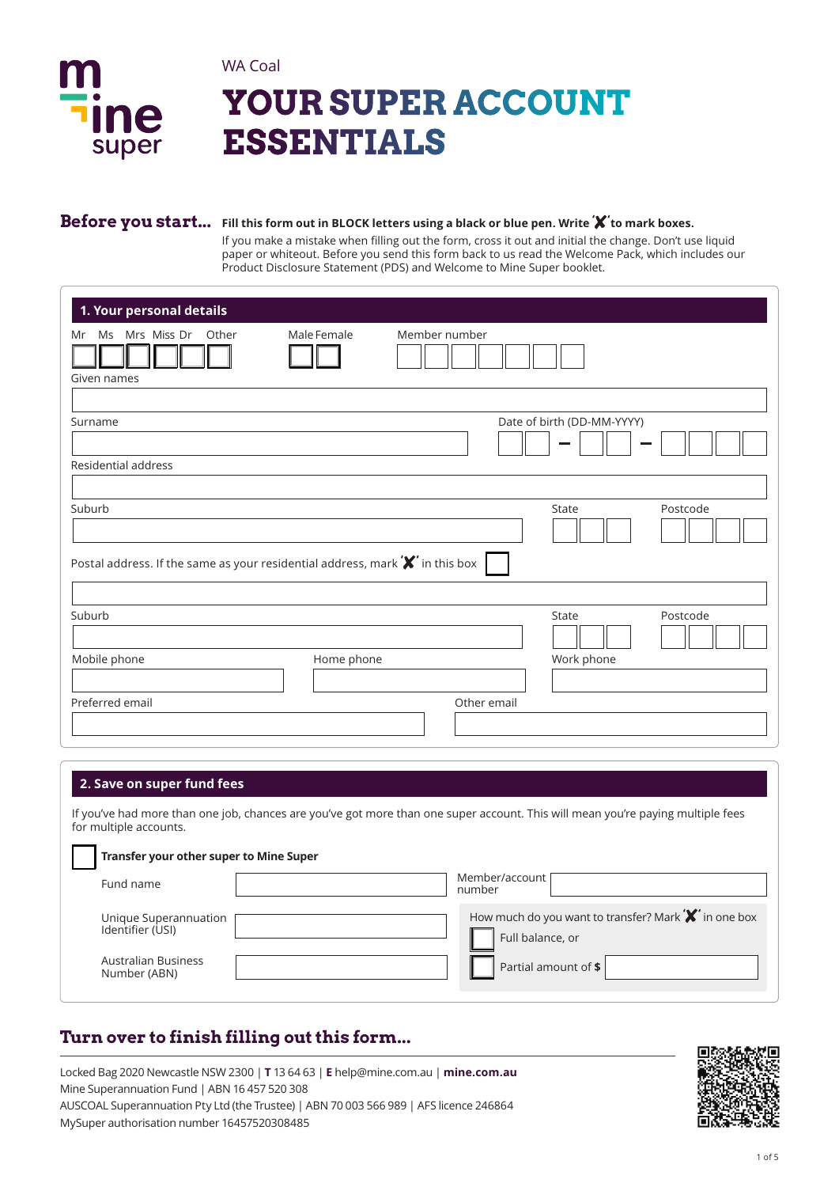WA Coal

# YOUR SUPER ACCOUNT ESSENTIALS

**Before you start...** **Fill this form out in BLOCK letters using a black or blue pen. Write 'X' to mark boxes.**

If you make a mistake when filling out the form, cross it out and initial the change. Don't use liquid paper or whiteout. Before you send this form back to us read the Welcome Pack, which includes our Product Disclosure Statement (PDS) and Welcome to Mine Super booklet.

## 1. Your personal details

Mr ☐ Ms ☐ Mrs ☐ Miss ☐ Dr ☐ Other ☐  Male ☐ Female ☐  Member number

Given names

Surname  Date of birth (DD-MM-YYYY)

Residential address

Suburb  State  Postcode

Postal address. If the same as your residential address, mark 'X' in this box ☐

Suburb  State  Postcode

Mobile phone  Home phone  Work phone

Preferred email  Other email

## 2. Save on super fund fees

If you've had more than one job, chances are you've got more than one super account. This will mean you're paying multiple fees for multiple accounts.

☐ **Transfer your other super to Mine Super**

Fund name  Member/account number

Unique Superannuation Identifier (USI)

Australian Business Number (ABN)

How much do you want to transfer? Mark 'X' in one box

☐ Full balance, or

☐ Partial amount of **$**

## Turn over to finish filling out this form...

Locked Bag 2020 Newcastle NSW 2300 | **T** 13 64 63 | **E** help@mine.com.au | **mine.com.au**
Mine Superannuation Fund | ABN 16 457 520 308
AUSCOAL Superannuation Pty Ltd (the Trustee) | ABN 70 003 566 989 | AFS licence 246864
MySuper authorisation number 16457520308485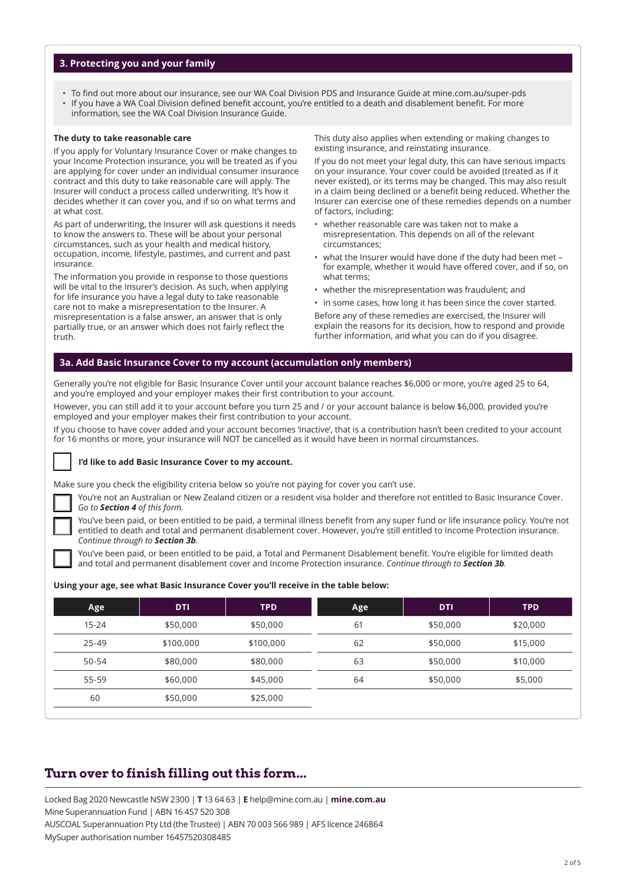## 3. Protecting you and your family

- To find out more about our insurance, see our WA Coal Division PDS and Insurance Guide at mine.com.au/super-pds
- If you have a WA Coal Division defined benefit account, you're entitled to a death and disablement benefit. For more information, see the WA Coal Division Insurance Guide.

**The duty to take reasonable care**

If you apply for Voluntary Insurance Cover or make changes to your Income Protection insurance, you will be treated as if you are applying for cover under an individual consumer insurance contract and this duty to take reasonable care will apply. The Insurer will conduct a process called underwriting. It's how it decides whether it can cover you, and if so on what terms and at what cost.

As part of underwriting, the Insurer will ask questions it needs to know the answers to. These will be about your personal circumstances, such as your health and medical history, occupation, income, lifestyle, pastimes, and current and past insurance.

The information you provide in response to those questions will be vital to the Insurer's decision. As such, when applying for life insurance you have a legal duty to take reasonable care not to make a misrepresentation to the Insurer. A misrepresentation is a false answer, an answer that is only partially true, or an answer which does not fairly reflect the truth.

This duty also applies when extending or making changes to existing insurance, and reinstating insurance.

If you do not meet your legal duty, this can have serious impacts on your insurance. Your cover could be avoided (treated as if it never existed), or its terms may be changed. This may also result in a claim being declined or a benefit being reduced. Whether the Insurer can exercise one of these remedies depends on a number of factors, including:

- whether reasonable care was taken not to make a misrepresentation. This depends on all of the relevant circumstances;
- what the Insurer would have done if the duty had been met – for example, whether it would have offered cover, and if so, on what terms;
- whether the misrepresentation was fraudulent; and
- in some cases, how long it has been since the cover started.

Before any of these remedies are exercised, the Insurer will explain the reasons for its decision, how to respond and provide further information, and what you can do if you disagree.

## 3a. Add Basic Insurance Cover to my account (accumulation only members)

Generally you're not eligible for Basic Insurance Cover until your account balance reaches $6,000 or more, you're aged 25 to 64, and you're employed and your employer makes their first contribution to your account.

However, you can still add it to your account before you turn 25 and / or your account balance is below $6,000, provided you're employed and your employer makes their first contribution to your account.

If you choose to have cover added and your account becomes 'inactive', that is a contribution hasn't been credited to your account for 16 months or more, your insurance will NOT be cancelled as it would have been in normal circumstances.

☐ **I'd like to add Basic Insurance Cover to my account.**

Make sure you check the eligibility criteria below so you're not paying for cover you can't use.

☐ You're not an Australian or New Zealand citizen or a resident visa holder and therefore not entitled to Basic Insurance Cover. *Go to **Section 4** of this form.*

☐ You've been paid, or been entitled to be paid, a terminal illness benefit from any super fund or life insurance policy. You're not entitled to death and total and permanent disablement cover. However, you're still entitled to Income Protection insurance. *Continue through to **Section 3b**.*

☐ You've been paid, or been entitled to be paid, a Total and Permanent Disablement benefit. You're eligible for limited death and total and permanent disablement cover and Income Protection insurance. *Continue through to **Section 3b**.*

**Using your age, see what Basic Insurance Cover you'll receive in the table below:**

| Age | DTI | TPD | Age | DTI | TPD |
|---|---|---|---|---|---|
| 15-24 | $50,000 | $50,000 | 61 | $50,000 | $20,000 |
| 25-49 | $100,000 | $100,000 | 62 | $50,000 | $15,000 |
| 50-54 | $80,000 | $80,000 | 63 | $50,000 | $10,000 |
| 55-59 | $60,000 | $45,000 | 64 | $50,000 | $5,000 |
| 60 | $50,000 | $25,000 | | | |

## Turn over to finish filling out this form...

Locked Bag 2020 Newcastle NSW 2300 | **T** 13 64 63 | **E** help@mine.com.au | **mine.com.au**
Mine Superannuation Fund | ABN 16 457 520 308
AUSCOAL Superannuation Pty Ltd (the Trustee) | ABN 70 003 566 989 | AFS licence 246864
MySuper authorisation number 16457520308485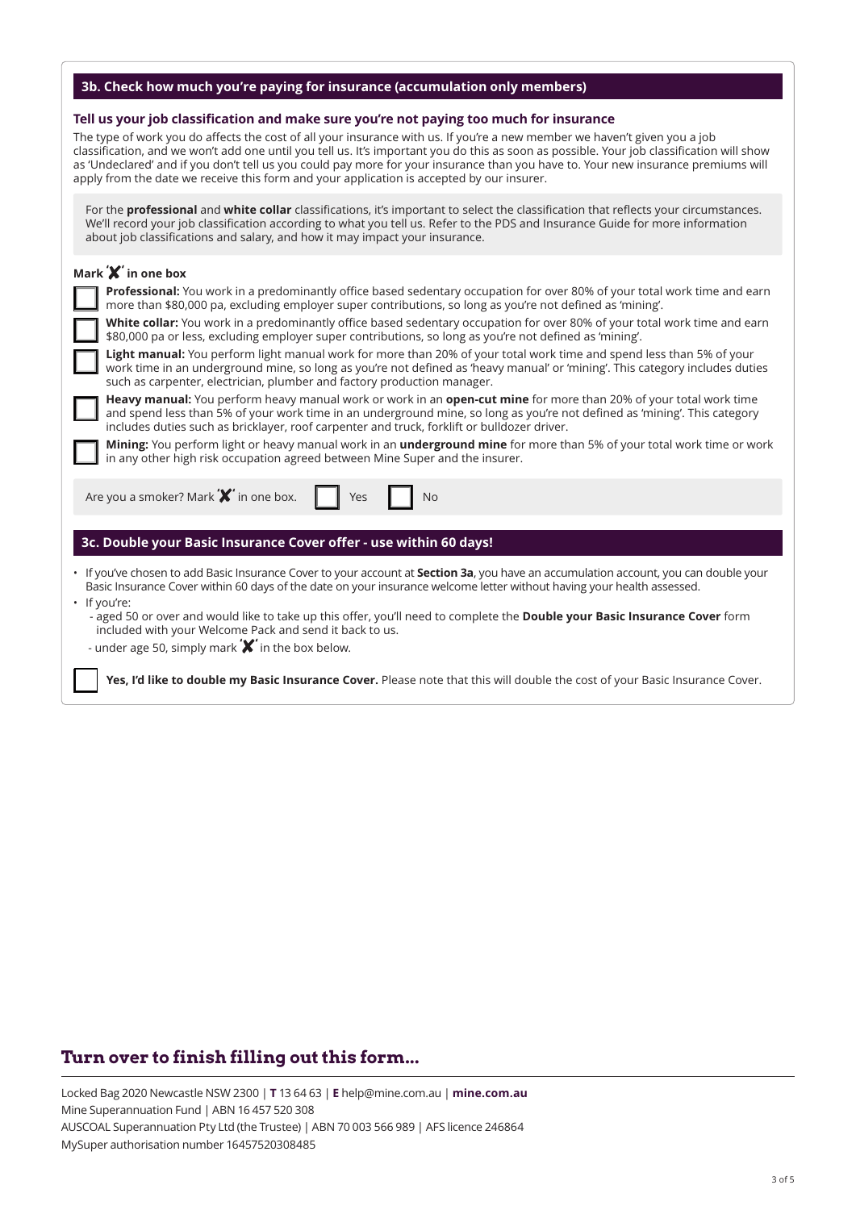## 3b. Check how much you're paying for insurance (accumulation only members)

**Tell us your job classification and make sure you're not paying too much for insurance**

The type of work you do affects the cost of all your insurance with us. If you're a new member we haven't given you a job classification, and we won't add one until you tell us. It's important you do this as soon as possible. Your job classification will show as 'Undeclared' and if you don't tell us you could pay more for your insurance than you have to. Your new insurance premiums will apply from the date we receive this form and your application is accepted by our insurer.

For the **professional** and **white collar** classifications, it's important to select the classification that reflects your circumstances. We'll record your job classification according to what you tell us. Refer to the PDS and Insurance Guide for more information about job classifications and salary, and how it may impact your insurance.

**Mark 'X' in one box**

- ☐ **Professional:** You work in a predominantly office based sedentary occupation for over 80% of your total work time and earn more than $80,000 pa, excluding employer super contributions, so long as you're not defined as 'mining'.
- ☐ **White collar:** You work in a predominantly office based sedentary occupation for over 80% of your total work time and earn $80,000 pa or less, excluding employer super contributions, so long as you're not defined as 'mining'.
- ☐ **Light manual:** You perform light manual work for more than 20% of your total work time and spend less than 5% of your work time in an underground mine, so long as you're not defined as 'heavy manual' or 'mining'. This category includes duties such as carpenter, electrician, plumber and factory production manager.
- ☐ **Heavy manual:** You perform heavy manual work or work in an **open-cut mine** for more than 20% of your total work time and spend less than 5% of your work time in an underground mine, so long as you're not defined as 'mining'. This category includes duties such as bricklayer, roof carpenter and truck, forklift or bulldozer driver.
- ☐ **Mining:** You perform light or heavy manual work in an **underground mine** for more than 5% of your total work time or work in any other high risk occupation agreed between Mine Super and the insurer.

Are you a smoker? Mark 'X' in one box. ☐ Yes ☐ No

## 3c. Double your Basic Insurance Cover offer - use within 60 days!

- If you've chosen to add Basic Insurance Cover to your account at **Section 3a**, you have an accumulation account, you can double your Basic Insurance Cover within 60 days of the date on your insurance welcome letter without having your health assessed.
- If you're:
  - aged 50 or over and would like to take up this offer, you'll need to complete the **Double your Basic Insurance Cover** form included with your Welcome Pack and send it back to us.
  - under age 50, simply mark 'X' in the box below.

☐ **Yes, I'd like to double my Basic Insurance Cover.** Please note that this will double the cost of your Basic Insurance Cover.

## Turn over to finish filling out this form...

Locked Bag 2020 Newcastle NSW 2300 | **T** 13 64 63 | **E** help@mine.com.au | **mine.com.au**
Mine Superannuation Fund | ABN 16 457 520 308
AUSCOAL Superannuation Pty Ltd (the Trustee) | ABN 70 003 566 989 | AFS licence 246864
MySuper authorisation number 16457520308485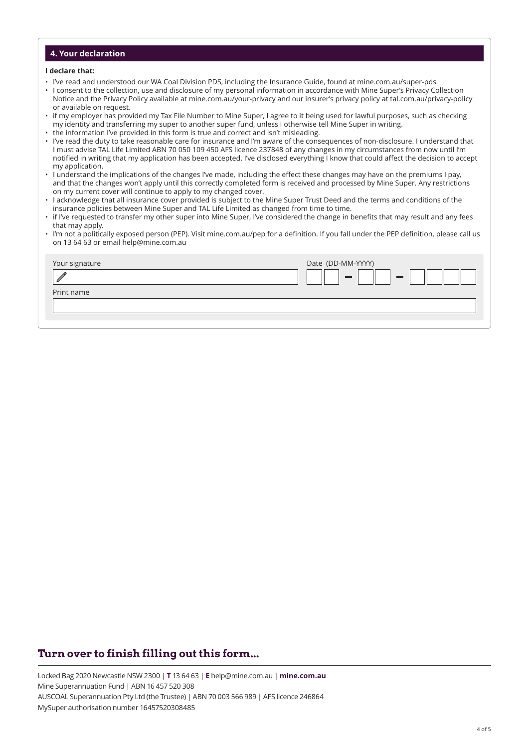## 4. Your declaration

**I declare that:**

- I've read and understood our WA Coal Division PDS, including the Insurance Guide, found at mine.com.au/super-pds
- I consent to the collection, use and disclosure of my personal information in accordance with Mine Super's Privacy Collection Notice and the Privacy Policy available at mine.com.au/your-privacy and our insurer's privacy policy at tal.com.au/privacy-policy or available on request.
- if my employer has provided my Tax File Number to Mine Super, I agree to it being used for lawful purposes, such as checking my identity and transferring my super to another super fund, unless I otherwise tell Mine Super in writing.
- the information I've provided in this form is true and correct and isn't misleading.
- I've read the duty to take reasonable care for insurance and I'm aware of the consequences of non-disclosure. I understand that I must advise TAL Life Limited ABN 70 050 109 450 AFS licence 237848 of any changes in my circumstances from now until I'm notified in writing that my application has been accepted. I've disclosed everything I know that could affect the decision to accept my application.
- I understand the implications of the changes I've made, including the effect these changes may have on the premiums I pay, and that the changes won't apply until this correctly completed form is received and processed by Mine Super. Any restrictions on my current cover will continue to apply to my changed cover.
- I acknowledge that all insurance cover provided is subject to the Mine Super Trust Deed and the terms and conditions of the insurance policies between Mine Super and TAL Life Limited as changed from time to time.
- if I've requested to transfer my other super into Mine Super, I've considered the change in benefits that may result and any fees that may apply.
- I'm not a politically exposed person (PEP). Visit mine.com.au/pep for a definition. If you fall under the PEP definition, please call us on 13 64 63 or email help@mine.com.au

Your signature

Date (DD-MM-YYYY) __ __ - __ __ - __ __ __ __

Print name

## Turn over to finish filling out this form...

Locked Bag 2020 Newcastle NSW 2300 | **T** 13 64 63 | **E** help@mine.com.au | **mine.com.au**
Mine Superannuation Fund | ABN 16 457 520 308
AUSCOAL Superannuation Pty Ltd (the Trustee) | ABN 70 003 566 989 | AFS licence 246864
MySuper authorisation number 16457520308485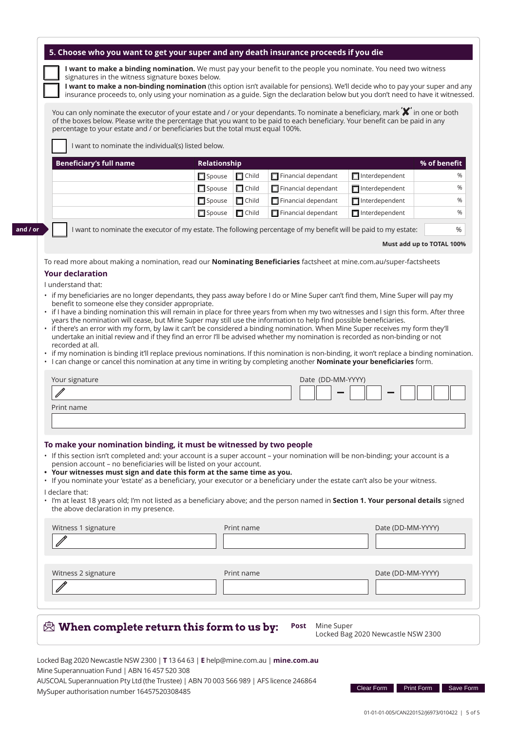## 5. Choose who you want to get your super and any death insurance proceeds if you die

☐ **I want to make a binding nomination.** We must pay your benefit to the people you nominate. You need two witness signatures in the witness signature boxes below.

☐ **I want to make a non-binding nomination** (this option isn't available for pensions). We'll decide who to pay your super and any insurance proceeds to, only using your nomination as a guide. Sign the declaration below but you don't need to have it witnessed.

You can only nominate the executor of your estate and / or your dependants. To nominate a beneficiary, mark 'X' in one or both of the boxes below. Please write the percentage that you want to be paid to each beneficiary. Your benefit can be paid in any percentage to your estate and / or beneficiaries but the total must equal 100%.

☐ I want to nominate the individual(s) listed below.

| Beneficiary's full name | Relationship | | | | % of benefit |
|---|---|---|---|---|---|
| | ☐ Spouse | ☐ Child | ☐ Financial dependant | ☐ Interdependent | % |
| | ☐ Spouse | ☐ Child | ☐ Financial dependant | ☐ Interdependent | % |
| | ☐ Spouse | ☐ Child | ☐ Financial dependant | ☐ Interdependent | % |
| | ☐ Spouse | ☐ Child | ☐ Financial dependant | ☐ Interdependent | % |

**and / or**

☐ I want to nominate the executor of my estate. The following percentage of my benefit will be paid to my estate: %

**Must add up to TOTAL 100%**

To read more about making a nomination, read our **Nominating Beneficiaries** factsheet at mine.com.au/super-factsheets

### Your declaration

I understand that:

- if my beneficiaries are no longer dependants, they pass away before I do or Mine Super can't find them, Mine Super will pay my benefit to someone else they consider appropriate.
- if I have a binding nomination this will remain in place for three years from when my two witnesses and I sign this form. After three years the nomination will cease, but Mine Super may still use the information to help find possible beneficiaries.
- if there's an error with my form, by law it can't be considered a binding nomination. When Mine Super receives my form they'll undertake an initial review and if they find an error I'll be advised whether my nomination is recorded as non-binding or not recorded at all.
- if my nomination is binding it'll replace previous nominations. If this nomination is non-binding, it won't replace a binding nomination.
- I can change or cancel this nomination at any time in writing by completing another **Nominate your beneficiaries** form.

Your signature

Date (DD-MM-YYYY)

Print name

### To make your nomination binding, it must be witnessed by two people

- If this section isn't completed and: your account is a super account – your nomination will be non-binding; your account is a pension account – no beneficiaries will be listed on your account.
- **Your witnesses must sign and date this form at the same time as you.**
- If you nominate your 'estate' as a beneficiary, your executor or a beneficiary under the estate can't also be your witness.

I declare that:

- I'm at least 18 years old; I'm not listed as a beneficiary above; and the person named in **Section 1. Your personal details** signed the above declaration in my presence.

| Witness 1 signature | Print name | Date (DD-MM-YYYY) |
|---|---|---|
| | | |

| Witness 2 signature | Print name | Date (DD-MM-YYYY) |
|---|---|---|
| | | |

**When complete return this form to us by:** **Post** Mine Super
Locked Bag 2020 Newcastle NSW 2300

Locked Bag 2020 Newcastle NSW 2300 | **T** 13 64 63 | **E** help@mine.com.au | **mine.com.au**
Mine Superannuation Fund | ABN 16 457 520 308
AUSCOAL Superannuation Pty Ltd (the Trustee) | ABN 70 003 566 989 | AFS licence 246864
MySuper authorisation number 16457520308485

Clear Form Print Form Save Form

01-01-01-005/CAN220152/J6973/010422